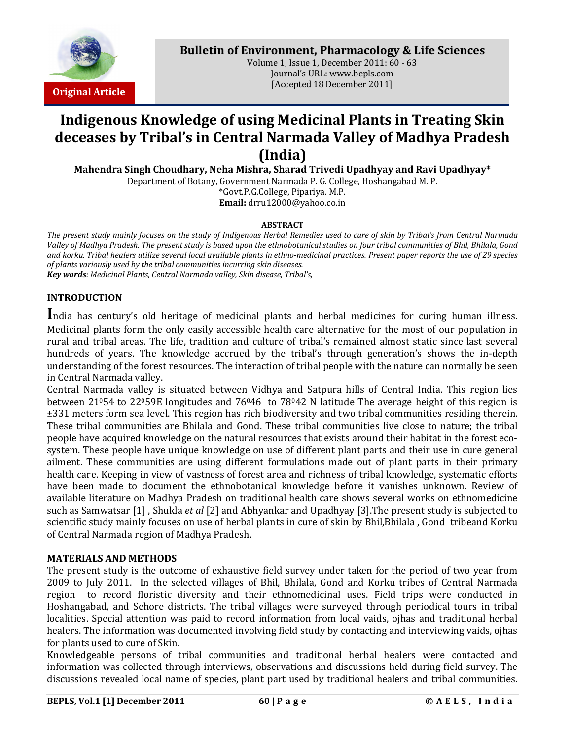Original Article

# Indigenous Knowledge of using Medicinal Plants in Treating Skin deceases by Tribal's in Central Narmada Valley of Madhya Pradesh (India)

**Mahendra Singh Choudhary, Neha Mishra, Sharad Trivedi Upadhyay and Ravi Upadhyay***

Department of Botany, Government Narmada P. G. College, Hoshangabad M. P.
*Govt.P.G.College, Pipariya. M.P.
**Email:** drru12000@yahoo.co.in

### ABSTRACT

*The present study mainly focuses on the study of Indigenous Herbal Remedies used to cure of skin by Tribal's from Central Narmada Valley of Madhya Pradesh. The present study is based upon the ethnobotanical studies on four tribal communities of Bhil, Bhilala, Gond and korku. Tribal healers utilize several local available plants in ethno-medicinal practices. Present paper reports the use of 29 species of plants variously used by the tribal communities incurring skin diseases.*

***Key words**: Medicinal Plants, Central Narmada valley, Skin disease, Tribal's,*

## INTRODUCTION

India has century's old heritage of medicinal plants and herbal medicines for curing human illness. Medicinal plants form the only easily accessible health care alternative for the most of our population in rural and tribal areas. The life, tradition and culture of tribal's remained almost static since last several hundreds of years. The knowledge accrued by the tribal's through generation's shows the in-depth understanding of the forest resources. The interaction of tribal people with the nature can normally be seen in Central Narmada valley.

Central Narmada valley is situated between Vidhya and Satpura hills of Central India. This region lies between $21^{0}54$ to $22^{0}59$E longitudes and $76^{0}46$ to $78^{0}42$ N latitude The average height of this region is ±331 meters form sea level. This region has rich biodiversity and two tribal communities residing therein. These tribal communities are Bhilala and Gond. These tribal communities live close to nature; the tribal people have acquired knowledge on the natural resources that exists around their habitat in the forest eco-system. These people have unique knowledge on use of different plant parts and their use in cure general ailment. These communities are using different formulations made out of plant parts in their primary health care. Keeping in view of vastness of forest area and richness of tribal knowledge, systematic efforts have been made to document the ethnobotanical knowledge before it vanishes unknown. Review of available literature on Madhya Pradesh on traditional health care shows several works on ethnomedicine such as Samwatsar [1] , Shukla *et al* [2] and Abhyankar and Upadhyay [3].The present study is subjected to scientific study mainly focuses on use of herbal plants in cure of skin by Bhil,Bhilala , Gond tribeand Korku of Central Narmada region of Madhya Pradesh.

## MATERIALS AND METHODS

The present study is the outcome of exhaustive field survey under taken for the period of two year from 2009 to July 2011. In the selected villages of Bhil, Bhilala, Gond and Korku tribes of Central Narmada region to record floristic diversity and their ethnomedicinal uses. Field trips were conducted in Hoshangabad, and Sehore districts. The tribal villages were surveyed through periodical tours in tribal localities. Special attention was paid to record information from local vaids, ojhas and traditional herbal healers. The information was documented involving field study by contacting and interviewing vaids, ojhas for plants used to cure of Skin.

Knowledgeable persons of tribal communities and traditional herbal healers were contacted and information was collected through interviews, observations and discussions held during field survey. The discussions revealed local name of species, plant part used by traditional healers and tribal communities.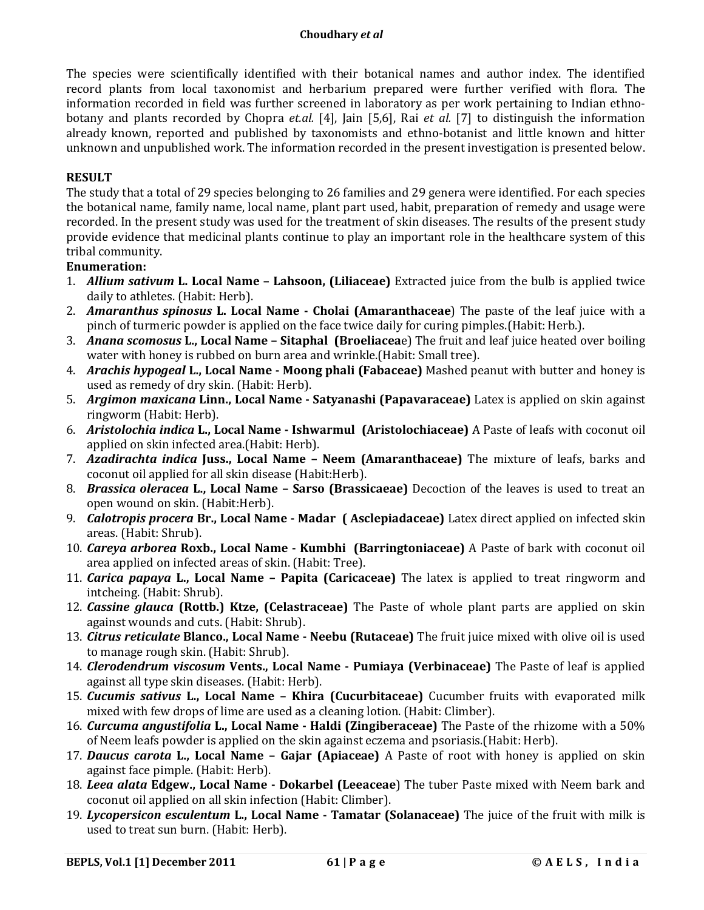The species were scientifically identified with their botanical names and author index. The identified record plants from local taxonomist and herbarium prepared were further verified with flora. The information recorded in field was further screened in laboratory as per work pertaining to Indian ethno-botany and plants recorded by Chopra *et.al.* [4], Jain [5,6], Rai *et al.* [7] to distinguish the information already known, reported and published by taxonomists and ethno-botanist and little known and hitter unknown and unpublished work. The information recorded in the present investigation is presented below.

## RESULT

The study that a total of 29 species belonging to 26 families and 29 genera were identified. For each species the botanical name, family name, local name, plant part used, habit, preparation of remedy and usage were recorded. In the present study was used for the treatment of skin diseases. The results of the present study provide evidence that medicinal plants continue to play an important role in the healthcare system of this tribal community.

**Enumeration:**

1. ***Allium sativum* L. Local Name – Lahsoon, (Liliaceae)** Extracted juice from the bulb is applied twice daily to athletes. (Habit: Herb).
2. ***Amaranthus spinosus* L. Local Name - Cholai (Amaranthaceae**) The paste of the leaf juice with a pinch of turmeric powder is applied on the face twice daily for curing pimples.(Habit: Herb.).
3. ***Anana scomosus* L., Local Name – Sitaphal (Broeliacea**e) The fruit and leaf juice heated over boiling water with honey is rubbed on burn area and wrinkle.(Habit: Small tree).
4. ***Arachis hypogeal* L., Local Name - Moong phali (Fabaceae)** Mashed peanut with butter and honey is used as remedy of dry skin. (Habit: Herb).
5. ***Argimon maxicana* Linn., Local Name - Satyanashi (Papavaraceae)** Latex is applied on skin against ringworm (Habit: Herb).
6. ***Aristolochia indica* L., Local Name - Ishwarmul (Aristolochiaceae)** A Paste of leafs with coconut oil applied on skin infected area.(Habit: Herb).
7. ***Azadirachta indica* Juss., Local Name – Neem (Amaranthaceae)** The mixture of leafs, barks and coconut oil applied for all skin disease (Habit:Herb).
8. ***Brassica oleracea* L., Local Name – Sarso (Brassicaeae)** Decoction of the leaves is used to treat an open wound on skin. (Habit:Herb).
9. ***Calotropis procera* Br., Local Name - Madar ( Asclepiadaceae)** Latex direct applied on infected skin areas. (Habit: Shrub).
10. ***Careya arborea* Roxb., Local Name - Kumbhi (Barringtoniaceae)** A Paste of bark with coconut oil area applied on infected areas of skin. (Habit: Tree).
11. ***Carica papaya* L., Local Name – Papita (Caricaceae)** The latex is applied to treat ringworm and intcheing. (Habit: Shrub).
12. ***Cassine glauca* (Rottb.) Ktze, (Celastraceae)** The Paste of whole plant parts are applied on skin against wounds and cuts. (Habit: Shrub).
13. ***Citrus reticulate* Blanco., Local Name - Neebu (Rutaceae)** The fruit juice mixed with olive oil is used to manage rough skin. (Habit: Shrub).
14. ***Clerodendrum viscosum* Vents., Local Name - Pumiaya (Verbinaceae)** The Paste of leaf is applied against all type skin diseases. (Habit: Herb).
15. ***Cucumis sativus* L., Local Name – Khira (Cucurbitaceae)** Cucumber fruits with evaporated milk mixed with few drops of lime are used as a cleaning lotion. (Habit: Climber).
16. ***Curcuma angustifolia* L., Local Name - Haldi (Zingiberaceae)** The Paste of the rhizome with a 50% of Neem leafs powder is applied on the skin against eczema and psoriasis.(Habit: Herb).
17. ***Daucus carota* L., Local Name – Gajar (Apiaceae)** A Paste of root with honey is applied on skin against face pimple. (Habit: Herb).
18. ***Leea alata* Edgew., Local Name - Dokarbel (Leeaceae**) The tuber Paste mixed with Neem bark and coconut oil applied on all skin infection (Habit: Climber).
19. ***Lycopersicon esculentum* L., Local Name - Tamatar (Solanaceae)** The juice of the fruit with milk is used to treat sun burn. (Habit: Herb).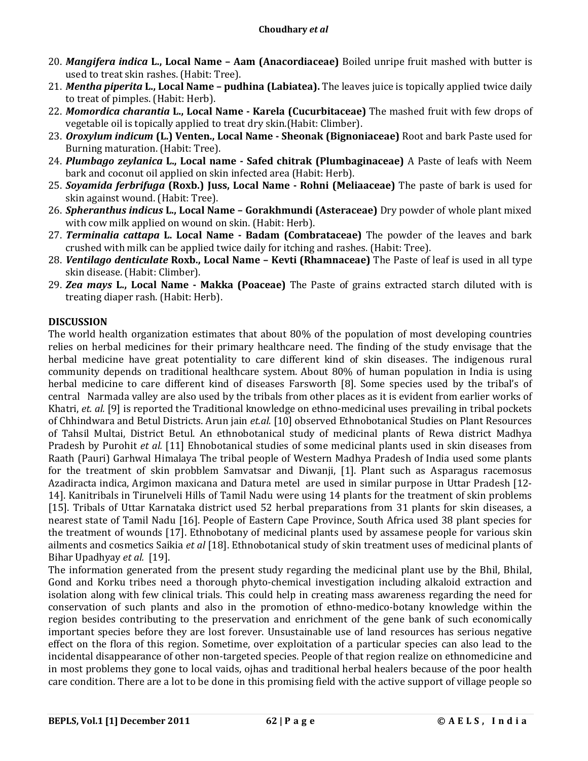20. ***Mangifera indica*** **L., Local Name – Aam (Anacordiaceae)** Boiled unripe fruit mashed with butter is used to treat skin rashes. (Habit: Tree).
21. ***Mentha piperita*** **L., Local Name – pudhina (Labiatea).** The leaves juice is topically applied twice daily to treat of pimples. (Habit: Herb).
22. ***Momordica charantia*** **L., Local Name - Karela (Cucurbitaceae)** The mashed fruit with few drops of vegetable oil is topically applied to treat dry skin.(Habit: Climber).
23. ***Oroxylum indicum*** **(L.) Venten., Local Name - Sheonak (Bignoniaceae)** Root and bark Paste used for Burning maturation. (Habit: Tree).
24. ***Plumbago zeylanica*** **L., Local name - Safed chitrak (Plumbaginaceae)** A Paste of leafs with Neem bark and coconut oil applied on skin infected area (Habit: Herb).
25. ***Soyamida ferbrifuga*** **(Roxb.) Juss, Local Name - Rohni (Meliaaceae)** The paste of bark is used for skin against wound. (Habit: Tree).
26. ***Spheranthus indicus*** **L., Local Name – Gorakhmundi (Asteraceae)** Dry powder of whole plant mixed with cow milk applied on wound on skin. (Habit: Herb).
27. ***Terminalia cattapa*** **L. Local Name - Badam (Combrataceae)** The powder of the leaves and bark crushed with milk can be applied twice daily for itching and rashes. (Habit: Tree).
28. ***Ventilago denticulate*** **Roxb., Local Name – Kevti (Rhamnaceae)** The Paste of leaf is used in all type skin disease. (Habit: Climber).
29. ***Zea mays*** **L., Local Name - Makka (Poaceae)** The Paste of grains extracted starch diluted with is treating diaper rash. (Habit: Herb).

## DISCUSSION

The world health organization estimates that about 80% of the population of most developing countries relies on herbal medicines for their primary healthcare need. The finding of the study envisage that the herbal medicine have great potentiality to care different kind of skin diseases. The indigenous rural community depends on traditional healthcare system. About 80% of human population in India is using herbal medicine to care different kind of diseases Farsworth [8]. Some species used by the tribal's of central Narmada valley are also used by the tribals from other places as it is evident from earlier works of Khatri, *et. al.* [9] is reported the Traditional knowledge on ethno-medicinal uses prevailing in tribal pockets of Chhindwara and Betul Districts. Arun jain *et.al.* [10] observed Ethnobotanical Studies on Plant Resources of Tahsil Multai, District Betul. An ethnobotanical study of medicinal plants of Rewa district Madhya Pradesh by Purohit *et al.* [11] Ehnobotanical studies of some medicinal plants used in skin diseases from Raath (Pauri) Garhwal Himalaya The tribal people of Western Madhya Pradesh of India used some plants for the treatment of skin probblem Samvatsar and Diwanji, [1]. Plant such as Asparagus racemosus Azadiracta indica, Argimon maxicana and Datura metel are used in similar purpose in Uttar Pradesh [12-14]. Kanitribals in Tirunelveli Hills of Tamil Nadu were using 14 plants for the treatment of skin problems [15]. Tribals of Uttar Karnataka district used 52 herbal preparations from 31 plants for skin diseases, a nearest state of Tamil Nadu [16]. People of Eastern Cape Province, South Africa used 38 plant species for the treatment of wounds [17]. Ethnobotany of medicinal plants used by assamese people for various skin ailments and cosmetics Saikia *et al* [18]. Ethnobotanical study of skin treatment uses of medicinal plants of Bihar Upadhyay *et al.* [19].

The information generated from the present study regarding the medicinal plant use by the Bhil, Bhilal, Gond and Korku tribes need a thorough phyto-chemical investigation including alkaloid extraction and isolation along with few clinical trials. This could help in creating mass awareness regarding the need for conservation of such plants and also in the promotion of ethno-medico-botany knowledge within the region besides contributing to the preservation and enrichment of the gene bank of such economically important species before they are lost forever. Unsustainable use of land resources has serious negative effect on the flora of this region. Sometime, over exploitation of a particular species can also lead to the incidental disappearance of other non-targeted species. People of that region realize on ethnomedicine and in most problems they gone to local vaids, ojhas and traditional herbal healers because of the poor health care condition. There are a lot to be done in this promising field with the active support of village people so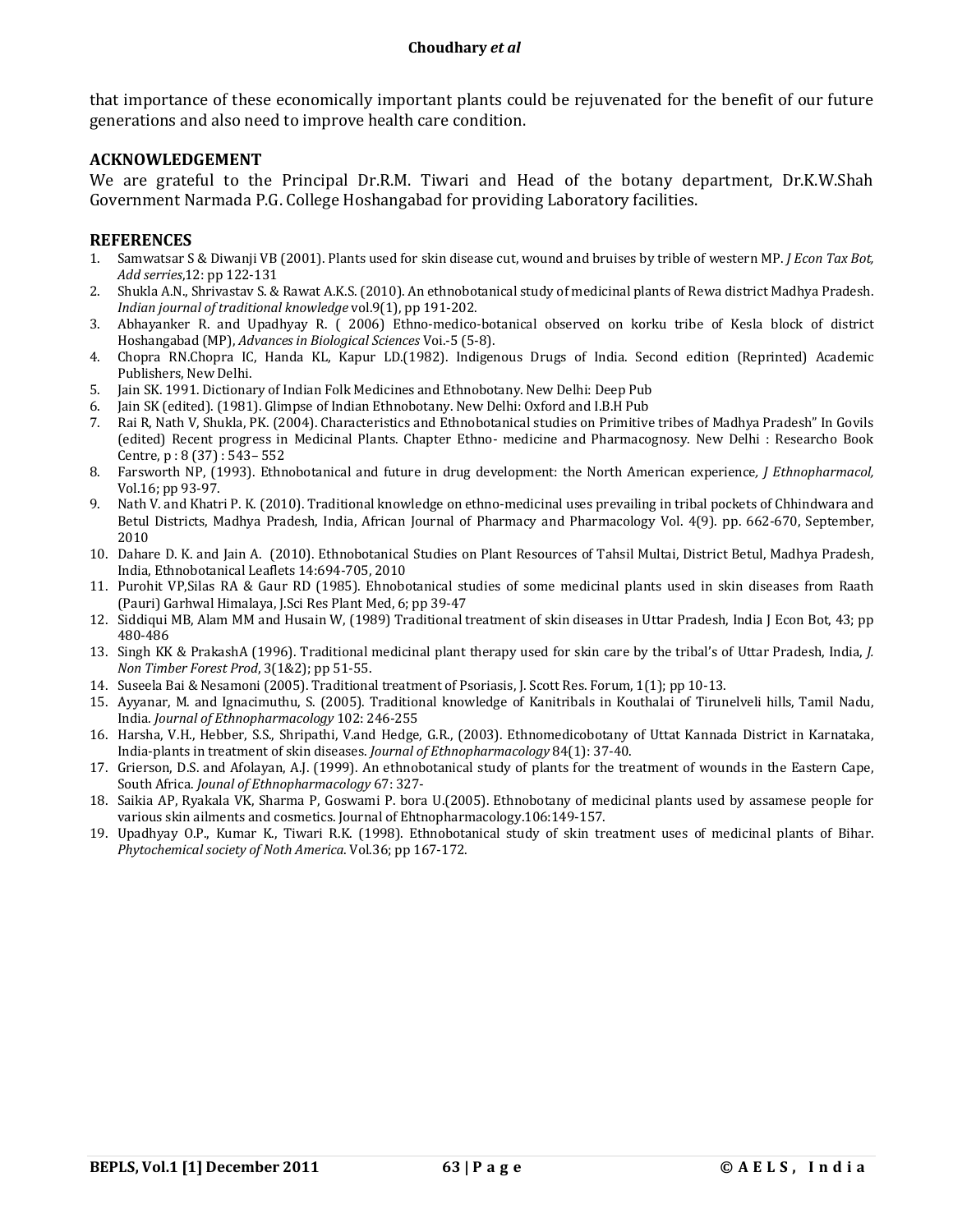that importance of these economically important plants could be rejuvenated for the benefit of our future generations and also need to improve health care condition.

## ACKNOWLEDGEMENT

We are grateful to the Principal Dr.R.M. Tiwari and Head of the botany department, Dr.K.W.Shah Government Narmada P.G. College Hoshangabad for providing Laboratory facilities.

## REFERENCES

1. Samwatsar S & Diwanji VB (2001). Plants used for skin disease cut, wound and bruises by trible of western MP. *J Econ Tax Bot, Add serries*,12: pp 122-131
2. Shukla A.N., Shrivastav S. & Rawat A.K.S. (2010). An ethnobotanical study of medicinal plants of Rewa district Madhya Pradesh. *Indian journal of traditional knowledge* vol.9(1), pp 191-202.
3. Abhayanker R. and Upadhyay R. ( 2006) Ethno-medico-botanical observed on korku tribe of Kesla block of district Hoshangabad (MP), *Advances in Biological Sciences* Voi.-5 (5-8).
4. Chopra RN.Chopra IC, Handa KL, Kapur LD.(1982). Indigenous Drugs of India. Second edition (Reprinted) Academic Publishers, New Delhi.
5. Jain SK. 1991. Dictionary of Indian Folk Medicines and Ethnobotany. New Delhi: Deep Pub
6. Jain SK (edited). (1981). Glimpse of Indian Ethnobotany. New Delhi: Oxford and I.B.H Pub
7. Rai R, Nath V, Shukla, PK. (2004). Characteristics and Ethnobotanical studies on Primitive tribes of Madhya Pradesh" In Govils (edited) Recent progress in Medicinal Plants. Chapter Ethno- medicine and Pharmacognosy. New Delhi : Researcho Book Centre, p : 8 (37) : 543– 552
8. Farsworth NP, (1993). Ethnobotanical and future in drug development: the North American experience*, J Ethnopharmacol,* Vol.16; pp 93-97.
9. Nath V. and Khatri P. K. (2010). Traditional knowledge on ethno-medicinal uses prevailing in tribal pockets of Chhindwara and Betul Districts, Madhya Pradesh, India, African Journal of Pharmacy and Pharmacology Vol. 4(9). pp. 662-670, September, 2010
10. Dahare D. K. and Jain A. (2010). Ethnobotanical Studies on Plant Resources of Tahsil Multai, District Betul, Madhya Pradesh, India, Ethnobotanical Leaflets 14:694-705, 2010
11. Purohit VP,Silas RA & Gaur RD (1985). Ehnobotanical studies of some medicinal plants used in skin diseases from Raath (Pauri) Garhwal Himalaya, J.Sci Res Plant Med, 6; pp 39-47
12. Siddiqui MB, Alam MM and Husain W, (1989) Traditional treatment of skin diseases in Uttar Pradesh, India J Econ Bot, 43; pp 480-486
13. Singh KK & PrakashA (1996). Traditional medicinal plant therapy used for skin care by the tribal's of Uttar Pradesh, India, *J. Non Timber Forest Prod*, 3(1&2); pp 51-55.
14. Suseela Bai & Nesamoni (2005). Traditional treatment of Psoriasis, J. Scott Res. Forum, 1(1); pp 10-13.
15. Ayyanar, M. and Ignacimuthu, S. (2005). Traditional knowledge of Kanitribals in Kouthalai of Tirunelveli hills, Tamil Nadu, India. *Journal of Ethnopharmacology* 102: 246-255
16. Harsha, V.H., Hebber, S.S., Shripathi, V.and Hedge, G.R., (2003). Ethnomedicobotany of Uttat Kannada District in Karnataka, India-plants in treatment of skin diseases. *Journal of Ethnopharmacology* 84(1): 37-40.
17. Grierson, D.S. and Afolayan, A.J. (1999). An ethnobotanical study of plants for the treatment of wounds in the Eastern Cape, South Africa. *Jounal of Ethnopharmacology* 67: 327-
18. Saikia AP, Ryakala VK, Sharma P, Goswami P. bora U.(2005). Ethnobotany of medicinal plants used by assamese people for various skin ailments and cosmetics. Journal of Ehtnopharmacology.106:149-157.
19. Upadhyay O.P., Kumar K., Tiwari R.K. (1998). Ethnobotanical study of skin treatment uses of medicinal plants of Bihar. *Phytochemical society of Noth America*. Vol.36; pp 167-172.